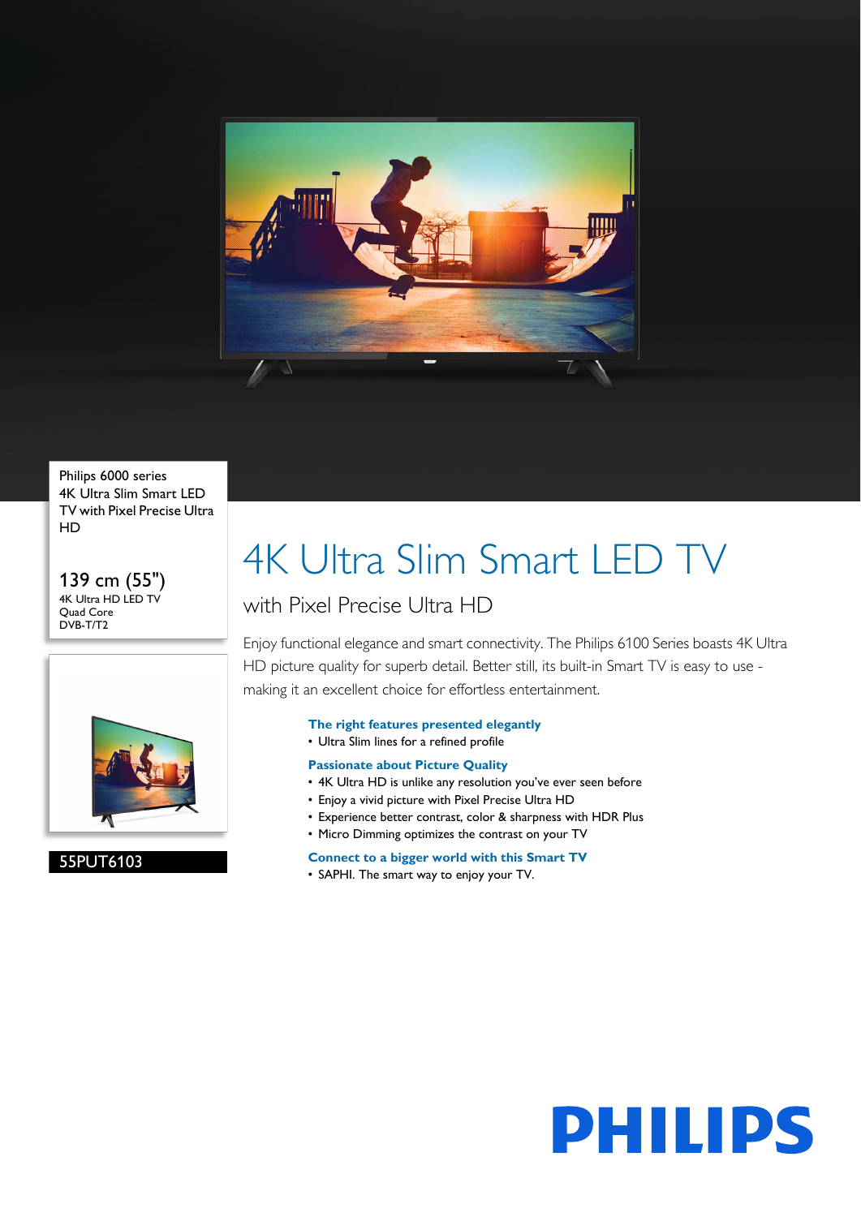Philips 6000 series
4K Ultra Slim Smart LED TV with Pixel Precise Ultra HD

139 cm (55")
4K Ultra HD LED TV
Quad Core
DVB-T/T2

55PUT6103

# 4K Ultra Slim Smart LED TV

## with Pixel Precise Ultra HD

Enjoy functional elegance and smart connectivity. The Philips 6100 Series boasts 4K Ultra HD picture quality for superb detail. Better still, its built-in Smart TV is easy to use - making it an excellent choice for effortless entertainment.

### The right features presented elegantly

- Ultra Slim lines for a refined profile

### Passionate about Picture Quality

- 4K Ultra HD is unlike any resolution you've ever seen before
- Enjoy a vivid picture with Pixel Precise Ultra HD
- Experience better contrast, color & sharpness with HDR Plus
- Micro Dimming optimizes the contrast on your TV

### Connect to a bigger world with this Smart TV

- SAPHI. The smart way to enjoy your TV.

PHILIPS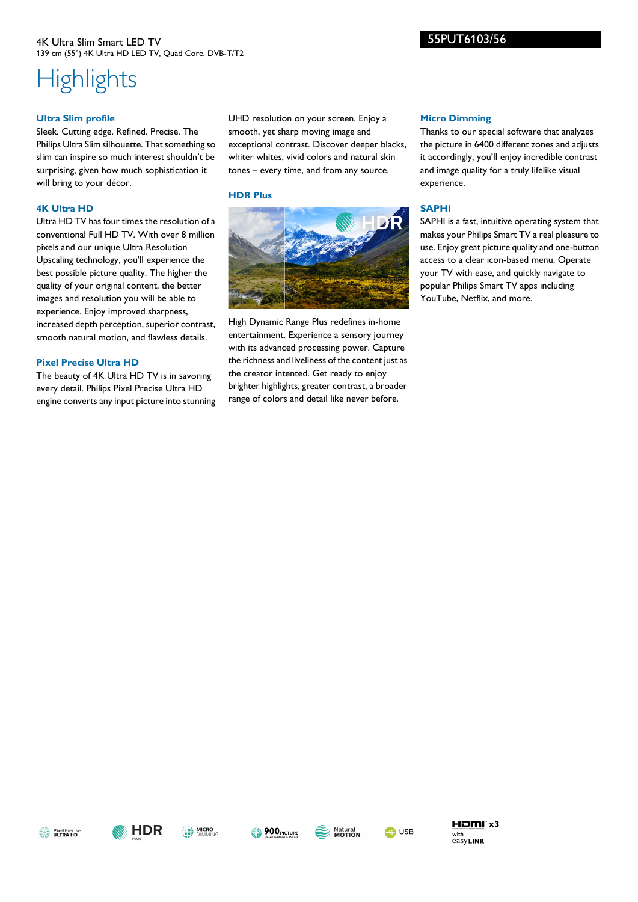# Highlights

## Ultra Slim profile

Sleek. Cutting edge. Refined. Precise. The Philips Ultra Slim silhouette. That something so slim can inspire so much interest shouldn't be surprising, given how much sophistication it will bring to your décor.

## 4K Ultra HD

Ultra HD TV has four times the resolution of a conventional Full HD TV. With over 8 million pixels and our unique Ultra Resolution Upscaling technology, you'll experience the best possible picture quality. The higher the quality of your original content, the better images and resolution you will be able to experience. Enjoy improved sharpness, increased depth perception, superior contrast, smooth natural motion, and flawless details.

## Pixel Precise Ultra HD

The beauty of 4K Ultra HD TV is in savoring every detail. Philips Pixel Precise Ultra HD engine converts any input picture into stunning UHD resolution on your screen. Enjoy a smooth, yet sharp moving image and exceptional contrast. Discover deeper blacks, whiter whites, vivid colors and natural skin tones – every time, and from any source.

## HDR Plus

High Dynamic Range Plus redefines in-home entertainment. Experience a sensory journey with its advanced processing power. Capture the richness and liveliness of the content just as the creator intented. Get ready to enjoy brighter highlights, greater contrast, a broader range of colors and detail like never before.

## Micro Dimming

Thanks to our special software that analyzes the picture in 6400 different zones and adjusts it accordingly, you'll enjoy incredible contrast and image quality for a truly lifelike visual experience.

## SAPHI

SAPHI is a fast, intuitive operating system that makes your Philips Smart TV a real pleasure to use. Enjoy great picture quality and one-button access to a clear icon-based menu. Operate your TV with ease, and quickly navigate to popular Philips Smart TV apps including YouTube, Netflix, and more.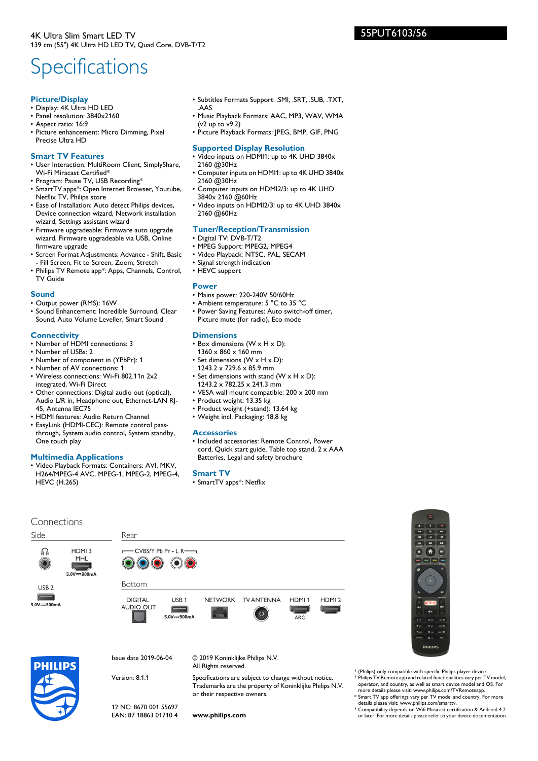# 4K Ultra Slim Smart LED TV

139 cm (55") 4K Ultra HD LED TV, Quad Core, DVB-T/T2

55PUT6103/56

# Specifications

### Picture/Display

- Display: 4K Ultra HD LED
- Panel resolution: 3840x2160
- Aspect ratio: 16:9
- Picture enhancement: Micro Dimming, Pixel Precise Ultra HD

### Smart TV Features

- User Interaction: MultiRoom Client, SimplyShare, Wi-Fi Miracast Certified*
- Program: Pause TV, USB Recording*
- SmartTV apps*: Open Internet Browser, Youtube, Netflix TV, Philips store
- Ease of Installation: Auto detect Philips devices, Device connection wizard, Network installation wizard, Settings assistant wizard
- Firmware upgradeable: Firmware auto upgrade wizard, Firmware upgradeable via USB, Online firmware upgrade
- Screen Format Adjustments: Advance - Shift, Basic - Fill Screen, Fit to Screen, Zoom, Stretch
- Philips TV Remote app*: Apps, Channels, Control, TV Guide

### Sound

- Output power (RMS): 16W
- Sound Enhancement: Incredible Surround, Clear Sound, Auto Volume Leveller, Smart Sound

### Connectivity

- Number of HDMI connections: 3
- Number of USBs: 2
- Number of component in (YPbPr): 1
- Number of AV connections: 1
- Wireless connections: Wi-Fi 802.11n 2x2 integrated, Wi-Fi Direct
- Other connections: Digital audio out (optical), Audio L/R in, Headphone out, Ethernet-LAN RJ-45, Antenna IEC75
- HDMI features: Audio Return Channel
- EasyLink (HDMI-CEC): Remote control pass-through, System audio control, System standby, One touch play

### Multimedia Applications

- Video Playback Formats: Containers: AVI, MKV, H264/MPEG-4 AVC, MPEG-1, MPEG-2, MPEG-4, HEVC (H.265)
- Subtitles Formats Support: .SMI, .SRT, .SUB, .TXT, .AAS
- Music Playback Formats: AAC, MP3, WAV, WMA (v2 up to v9.2)
- Picture Playback Formats: JPEG, BMP, GIF, PNG

### Supported Display Resolution

- Video inputs on HDMI1: up to 4K UHD 3840x 2160 @30Hz
- Computer inputs on HDMI1: up to 4K UHD 3840x 2160 @30Hz
- Computer inputs on HDMI2/3: up to 4K UHD 3840x 2160 @60Hz
- Video inputs on HDMI2/3: up to 4K UHD 3840x 2160 @60Hz

### Tuner/Reception/Transmission

- Digital TV: DVB-T/T2
- MPEG Support: MPEG2, MPEG4
- Video Playback: NTSC, PAL, SECAM
- Signal strength indication
- HEVC support

### Power

- Mains power: 220-240V 50/60Hz
- Ambient temperature: 5 °C to 35 °C
- Power Saving Features: Auto switch-off timer, Picture mute (for radio), Eco mode

### Dimensions

- Box dimensions (W x H x D): 1360 x 860 x 160 mm
- Set dimensions (W x H x D): 1243.2 x 729.6 x 85.9 mm
- Set dimensions with stand (W x H x D): 1243.2 x 782.25 x 241.3 mm
- VESA wall mount compatible: 200 x 200 mm
- Product weight: 13.35 kg
- Product weight (+stand): 13.64 kg
- Weight incl. Packaging: 18,8 kg

### Accessories

- Included accessories: Remote Control, Power cord, Quick start guide, Table top stand, 2 x AAA Batteries, Legal and safety brochure

### Smart TV

- SmartTV apps*: Netflix

## Connections

Side

HDMI 3 MHL 5.0V⎓900mA

USB 2 5.0V⎓500mA

Rear

CVBS/Y Pb Pr - L R

Bottom

DIGITAL AUDIO OUT

USB 1 5.0V⎓900mA

NETWORK

TV ANTENNA

HDMI 1 ARC

HDMI 2

Issue date 2019-06-04

Version: 8.1.1

12 NC: 8670 001 55697
EAN: 87 18863 01710 4

© 2019 Koninklijke Philips N.V.
All Rights reserved.

Specifications are subject to change without notice. Trademarks are the property of Koninklijke Philips N.V. or their respective owners.

www.philips.com

\* (Philips) only compatible with specific Philips player device.
\* Philips TV Remote app and related functionalities vary per TV model, operator, and country, as well as smart device model and OS. For more details please visit: www.philips.com/TVRemoteapp.
\* Smart TV app offerings vary per TV model and country. For more details please visit: www.philips.com/smarttv.
\* Compatibility depends on Wifi Miracast certification & Android 4.2 or later. For more details please refer to your device documentation.